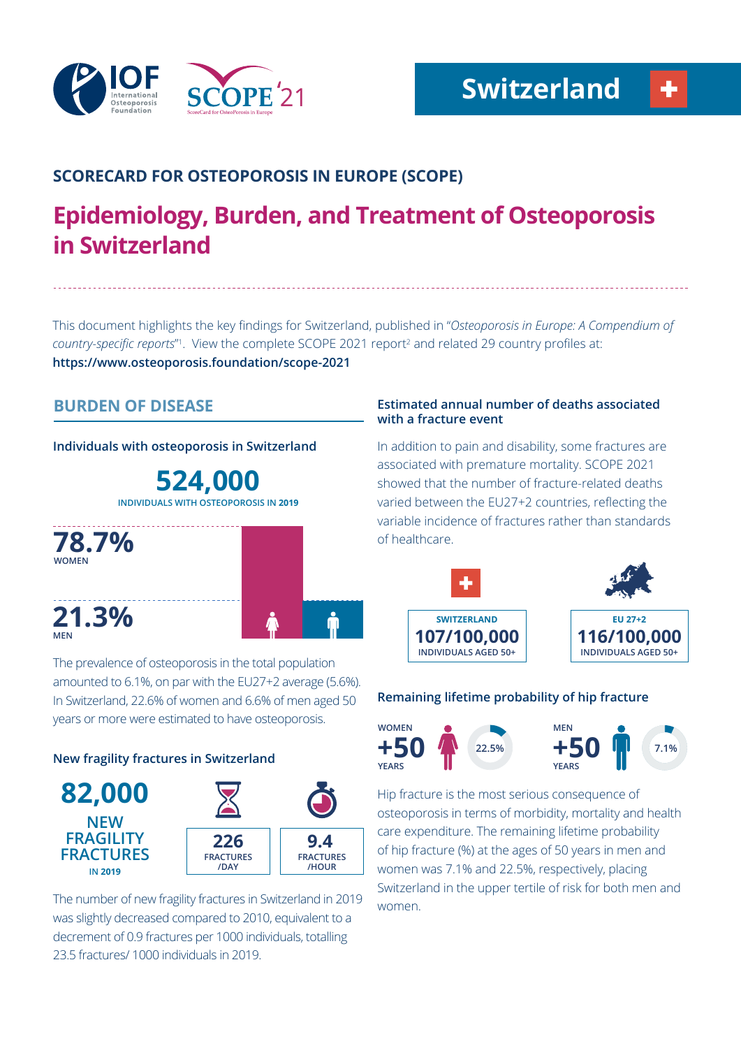# Switzerland

## SCORECARD FOR OSTEOPOROSIS IN EUROPE (SCOPE)

# Epidemiology, Burden, and Treatment of Osteoporosis in Switzerland

This document highlights the key findings for Switzerland, published in "*Osteoporosis in Europe: A Compendium of country-specific reports*"[1]. View the complete SCOPE 2021 report[2] and related 29 country profiles at: **https://www.osteoporosis.foundation/scope-2021**

## BURDEN OF DISEASE

### Individuals with osteoporosis in Switzerland

**524,000**
INDIVIDUALS WITH OSTEOPOROSIS IN 2019

**78.7%** WOMEN

**21.3%** MEN

The prevalence of osteoporosis in the total population amounted to 6.1%, on par with the EU27+2 average (5.6%). In Switzerland, 22.6% of women and 6.6% of men aged 50 years or more were estimated to have osteoporosis.

### New fragility fractures in Switzerland

**82,000**
NEW FRAGILITY FRACTURES IN 2019

**226** FRACTURES /DAY

**9.4** FRACTURES /HOUR

The number of new fragility fractures in Switzerland in 2019 was slightly decreased compared to 2010, equivalent to a decrement of 0.9 fractures per 1000 individuals, totalling 23.5 fractures/ 1000 individuals in 2019.

### Estimated annual number of deaths associated with a fracture event

In addition to pain and disability, some fractures are associated with premature mortality. SCOPE 2021 showed that the number of fracture-related deaths varied between the EU27+2 countries, reflecting the variable incidence of fractures rather than standards of healthcare.

| SWITZERLAND | EU 27+2 |
|---|---|
| **107/100,000** INDIVIDUALS AGED 50+ | **116/100,000** INDIVIDUALS AGED 50+ |

### Remaining lifetime probability of hip fracture

WOMEN +50 YEARS: **22.5%**

MEN +50 YEARS: **7.1%**

Hip fracture is the most serious consequence of osteoporosis in terms of morbidity, mortality and health care expenditure. The remaining lifetime probability of hip fracture (%) at the ages of 50 years in men and women was 7.1% and 22.5%, respectively, placing Switzerland in the upper tertile of risk for both men and women.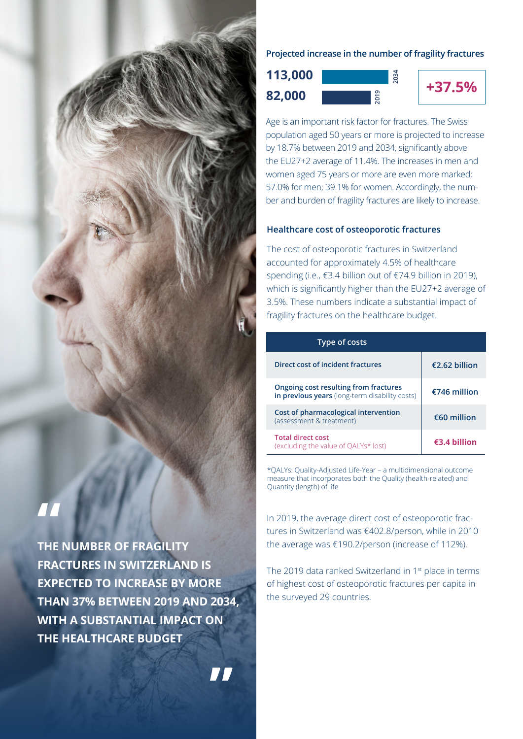> "THE NUMBER OF FRAGILITY FRACTURES IN SWITZERLAND IS EXPECTED TO INCREASE BY MORE THAN 37% BETWEEN 2019 AND 2034, WITH A SUBSTANTIAL IMPACT ON THE HEALTHCARE BUDGET"

### Projected increase in the number of fragility fractures

| Year | Number |
|---|---|
| 2034 | 113,000 |
| 2019 | 82,000 |

**+37.5%**

Age is an important risk factor for fractures. The Swiss population aged 50 years or more is projected to increase by 18.7% between 2019 and 2034, significantly above the EU27+2 average of 11.4%. The increases in men and women aged 75 years or more are even more marked; 57.0% for men; 39.1% for women. Accordingly, the number and burden of fragility fractures are likely to increase.

### Healthcare cost of osteoporotic fractures

The cost of osteoporotic fractures in Switzerland accounted for approximately 4.5% of healthcare spending (i.e., €3.4 billion out of €74.9 billion in 2019), which is significantly higher than the EU27+2 average of 3.5%. These numbers indicate a substantial impact of fragility fractures on the healthcare budget.

| Type of costs | |
|---|---|
| **Direct cost of incident fractures** | **€2.62 billion** |
| **Ongoing cost resulting from fractures in previous years** (long-term disability costs) | **€746 million** |
| **Cost of pharmacological intervention** (assessment & treatment) | **€60 million** |
| **Total direct cost** (excluding the value of QALYs* lost) | **€3.4 billion** |

*QALYs: Quality-Adjusted Life-Year – a multidimensional outcome measure that incorporates both the Quality (health-related) and Quantity (length) of life

In 2019, the average direct cost of osteoporotic fractures in Switzerland was €402.8/person, while in 2010 the average was €190.2/person (increase of 112%).

The 2019 data ranked Switzerland in 1st place in terms of highest cost of osteoporotic fractures per capita in the surveyed 29 countries.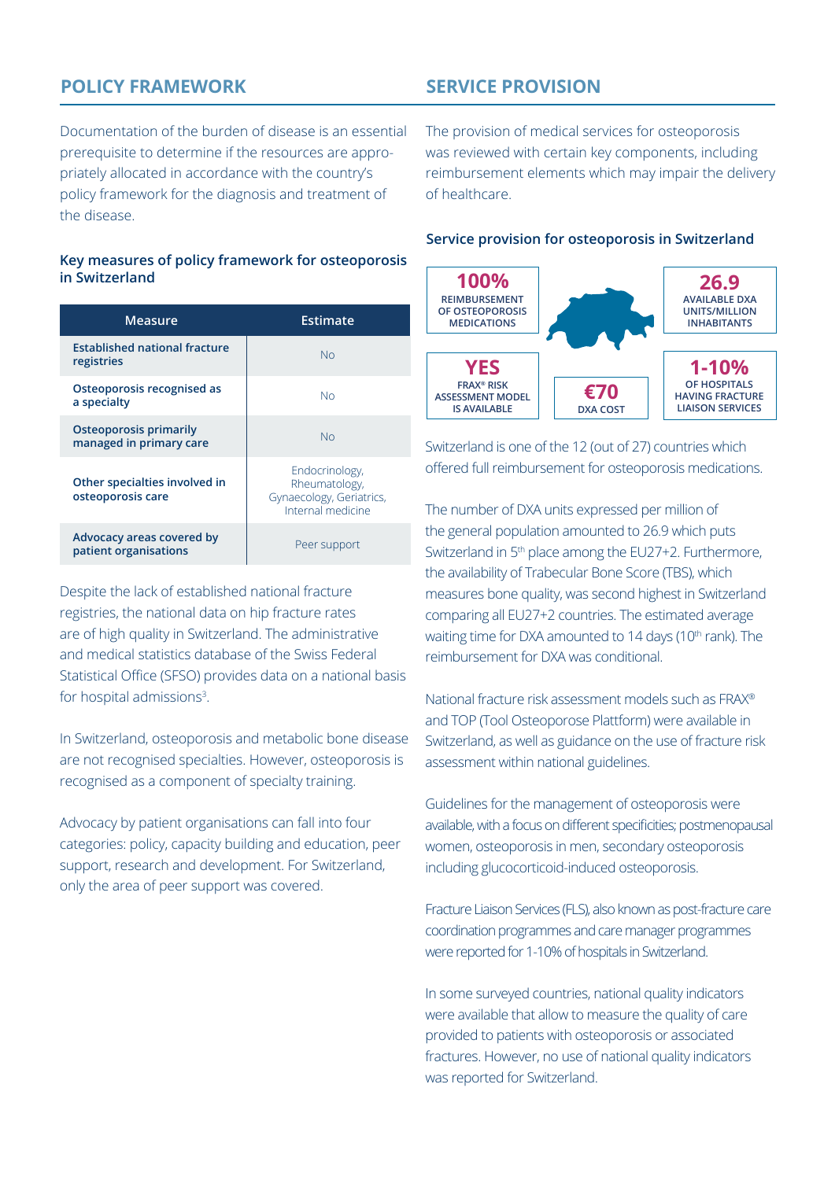## POLICY FRAMEWORK

Documentation of the burden of disease is an essential prerequisite to determine if the resources are appropriately allocated in accordance with the country's policy framework for the diagnosis and treatment of the disease.

### Key measures of policy framework for osteoporosis in Switzerland

| Measure | Estimate |
|---|---|
| **Established national fracture registries** | No |
| **Osteoporosis recognised as a specialty** | No |
| **Osteoporosis primarily managed in primary care** | No |
| **Other specialties involved in osteoporosis care** | Endocrinology, Rheumatology, Gynaecology, Geriatrics, Internal medicine |
| **Advocacy areas covered by patient organisations** | Peer support |

Despite the lack of established national fracture registries, the national data on hip fracture rates are of high quality in Switzerland. The administrative and medical statistics database of the Swiss Federal Statistical Office (SFSO) provides data on a national basis for hospital admissions[3].

In Switzerland, osteoporosis and metabolic bone disease are not recognised specialties. However, osteoporosis is recognised as a component of specialty training.

Advocacy by patient organisations can fall into four categories: policy, capacity building and education, peer support, research and development. For Switzerland, only the area of peer support was covered.

## SERVICE PROVISION

The provision of medical services for osteoporosis was reviewed with certain key components, including reimbursement elements which may impair the delivery of healthcare.

### Service provision for osteoporosis in Switzerland

- **100%** REIMBURSEMENT OF OSTEOPOROSIS MEDICATIONS
- **26.9** AVAILABLE DXA UNITS/MILLION INHABITANTS
- **YES** FRAX® RISK ASSESSMENT MODEL IS AVAILABLE
- **€70** DXA COST
- **1-10%** OF HOSPITALS HAVING FRACTURE LIAISON SERVICES

Switzerland is one of the 12 (out of 27) countries which offered full reimbursement for osteoporosis medications.

The number of DXA units expressed per million of the general population amounted to 26.9 which puts Switzerland in 5th place among the EU27+2. Furthermore, the availability of Trabecular Bone Score (TBS), which measures bone quality, was second highest in Switzerland comparing all EU27+2 countries. The estimated average waiting time for DXA amounted to 14 days (10th rank). The reimbursement for DXA was conditional.

National fracture risk assessment models such as FRAX® and TOP (Tool Osteoporose Plattform) were available in Switzerland, as well as guidance on the use of fracture risk assessment within national guidelines.

Guidelines for the management of osteoporosis were available, with a focus on different specificities; postmenopausal women, osteoporosis in men, secondary osteoporosis including glucocorticoid-induced osteoporosis.

Fracture Liaison Services (FLS), also known as post-fracture care coordination programmes and care manager programmes were reported for 1-10% of hospitals in Switzerland.

In some surveyed countries, national quality indicators were available that allow to measure the quality of care provided to patients with osteoporosis or associated fractures. However, no use of national quality indicators was reported for Switzerland.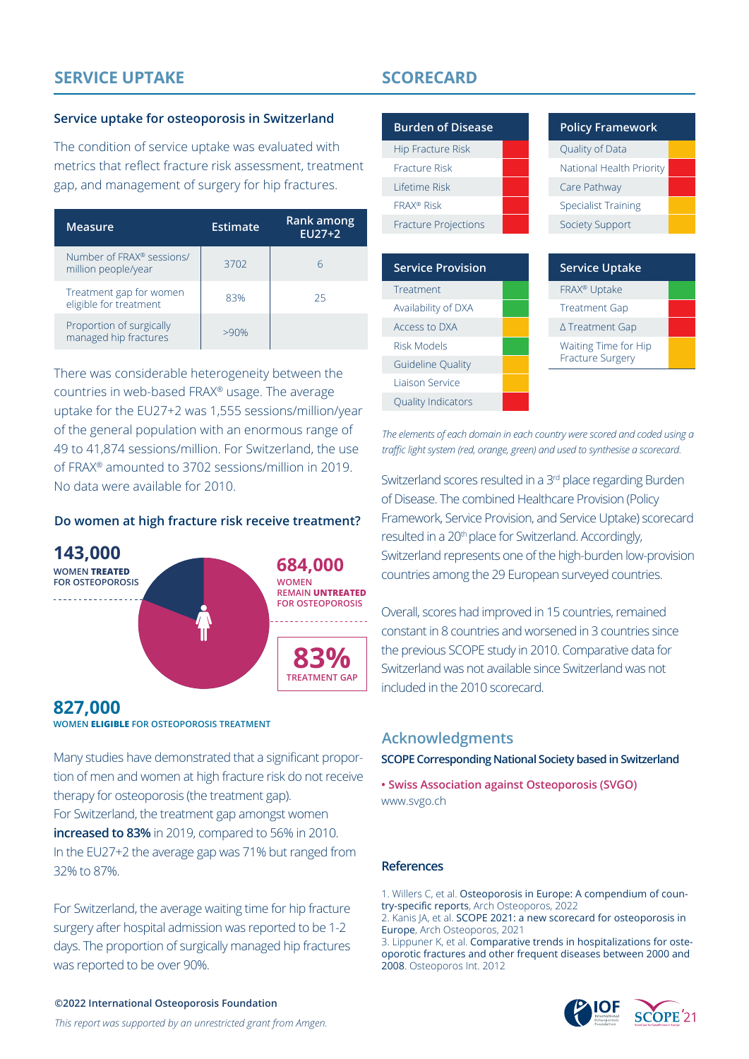## SERVICE UPTAKE

### Service uptake for osteoporosis in Switzerland

The condition of service uptake was evaluated with metrics that reflect fracture risk assessment, treatment gap, and management of surgery for hip fractures.

| Measure | Estimate | Rank among EU27+2 |
|---|---|---|
| Number of FRAX® sessions/ million people/year | 3702 | 6 |
| Treatment gap for women eligible for treatment | 83% | 25 |
| Proportion of surgically managed hip fractures | >90% | |

There was considerable heterogeneity between the countries in web-based FRAX® usage. The average uptake for the EU27+2 was 1,555 sessions/million/year of the general population with an enormous range of 49 to 41,874 sessions/million. For Switzerland, the use of FRAX® amounted to 3702 sessions/million in 2019. No data were available for 2010.

### Do women at high fracture risk receive treatment?

143,000
WOMEN **TREATED** FOR OSTEOPOROSIS

684,000
WOMEN REMAIN **UNTREATED** FOR OSTEOPOROSIS

83%
TREATMENT GAP

827,000
WOMEN **ELIGIBLE** FOR OSTEOPOROSIS TREATMENT

Many studies have demonstrated that a significant proportion of men and women at high fracture risk do not receive therapy for osteoporosis (the treatment gap).
For Switzerland, the treatment gap amongst women **increased to 83%** in 2019, compared to 56% in 2010.
In the EU27+2 the average gap was 71% but ranged from 32% to 87%.

For Switzerland, the average waiting time for hip fracture surgery after hospital admission was reported to be 1-2 days. The proportion of surgically managed hip fractures was reported to be over 90%.

## SCORECARD

| Burden of Disease | |
|---|---|
| Hip Fracture Risk | red |
| Fracture Risk | red |
| Lifetime Risk | red |
| FRAX® Risk | red |
| Fracture Projections | red |

| Policy Framework | |
|---|---|
| Quality of Data | orange |
| National Health Priority | red |
| Care Pathway | red |
| Specialist Training | orange |
| Society Support | orange |

| Service Provision | |
|---|---|
| Treatment | green |
| Availability of DXA | green |
| Access to DXA | orange |
| Risk Models | green |
| Guideline Quality | orange |
| Liaison Service | orange |
| Quality Indicators | red |

| Service Uptake | |
|---|---|
| FRAX® Uptake | green |
| Treatment Gap | red |
| Δ Treatment Gap | red |
| Waiting Time for Hip Fracture Surgery | orange |

*The elements of each domain in each country were scored and coded using a traffic light system (red, orange, green) and used to synthesise a scorecard.*

Switzerland scores resulted in a 3rd place regarding Burden of Disease. The combined Healthcare Provision (Policy Framework, Service Provision, and Service Uptake) scorecard resulted in a 20th place for Switzerland. Accordingly, Switzerland represents one of the high-burden low-provision countries among the 29 European surveyed countries.

Overall, scores had improved in 15 countries, remained constant in 8 countries and worsened in 3 countries since the previous SCOPE study in 2010. Comparative data for Switzerland was not available since Switzerland was not included in the 2010 scorecard.

## Acknowledgments

**SCOPE Corresponding National Society based in Switzerland**

**• Swiss Association against Osteoporosis (SVGO)**
www.svgo.ch

### References

1. Willers C, et al. Osteoporosis in Europe: A compendium of country-specific reports, Arch Osteoporos, 2022
2. Kanis JA, et al. SCOPE 2021: a new scorecard for osteoporosis in Europe, Arch Osteoporos, 2021
3. Lippuner K, et al. Comparative trends in hospitalizations for osteoporotic fractures and other frequent diseases between 2000 and 2008. Osteoporos Int. 2012

**©2022 International Osteoporosis Foundation**

*This report was supported by an unrestricted grant from Amgen.*